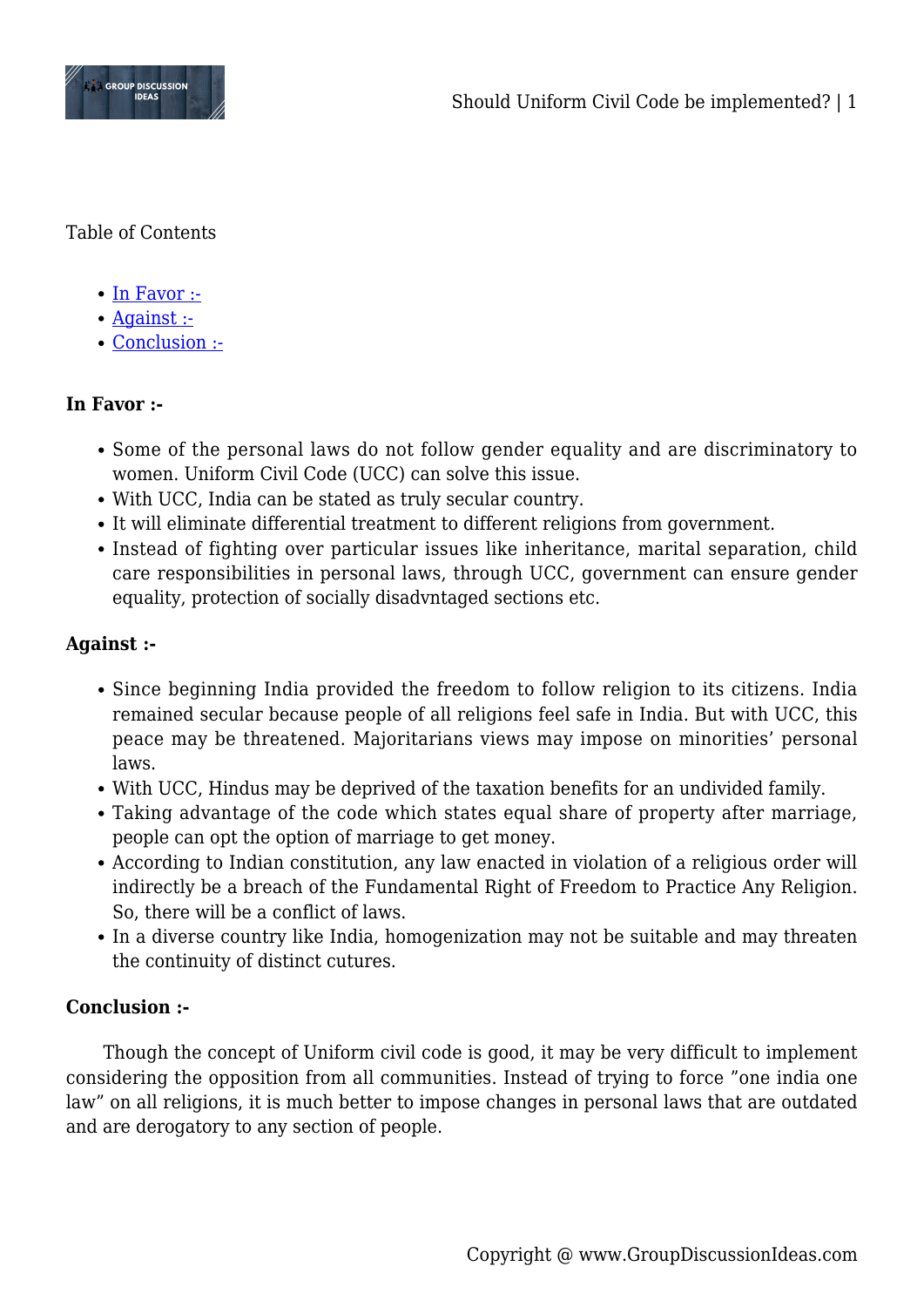Table of Contents

- In Favor :-
- Against :-
- Conclusion :-

**In Favor :-**

- Some of the personal laws do not follow gender equality and are discriminatory to women. Uniform Civil Code (UCC) can solve this issue.
- With UCC, India can be stated as truly secular country.
- It will eliminate differential treatment to different religions from government.
- Instead of fighting over particular issues like inheritance, marital separation, child care responsibilities in personal laws, through UCC, government can ensure gender equality, protection of socially disadvntaged sections etc.

**Against :-**

- Since beginning India provided the freedom to follow religion to its citizens. India remained secular because people of all religions feel safe in India. But with UCC, this peace may be threatened. Majoritarians views may impose on minorities' personal laws.
- With UCC, Hindus may be deprived of the taxation benefits for an undivided family.
- Taking advantage of the code which states equal share of property after marriage, people can opt the option of marriage to get money.
- According to Indian constitution, any law enacted in violation of a religious order will indirectly be a breach of the Fundamental Right of Freedom to Practice Any Religion. So, there will be a conflict of laws.
- In a diverse country like India, homogenization may not be suitable and may threaten the continuity of distinct cutures.

**Conclusion :-**

Though the concept of Uniform civil code is good, it may be very difficult to implement considering the opposition from all communities. Instead of trying to force "one india one law" on all religions, it is much better to impose changes in personal laws that are outdated and are derogatory to any section of people.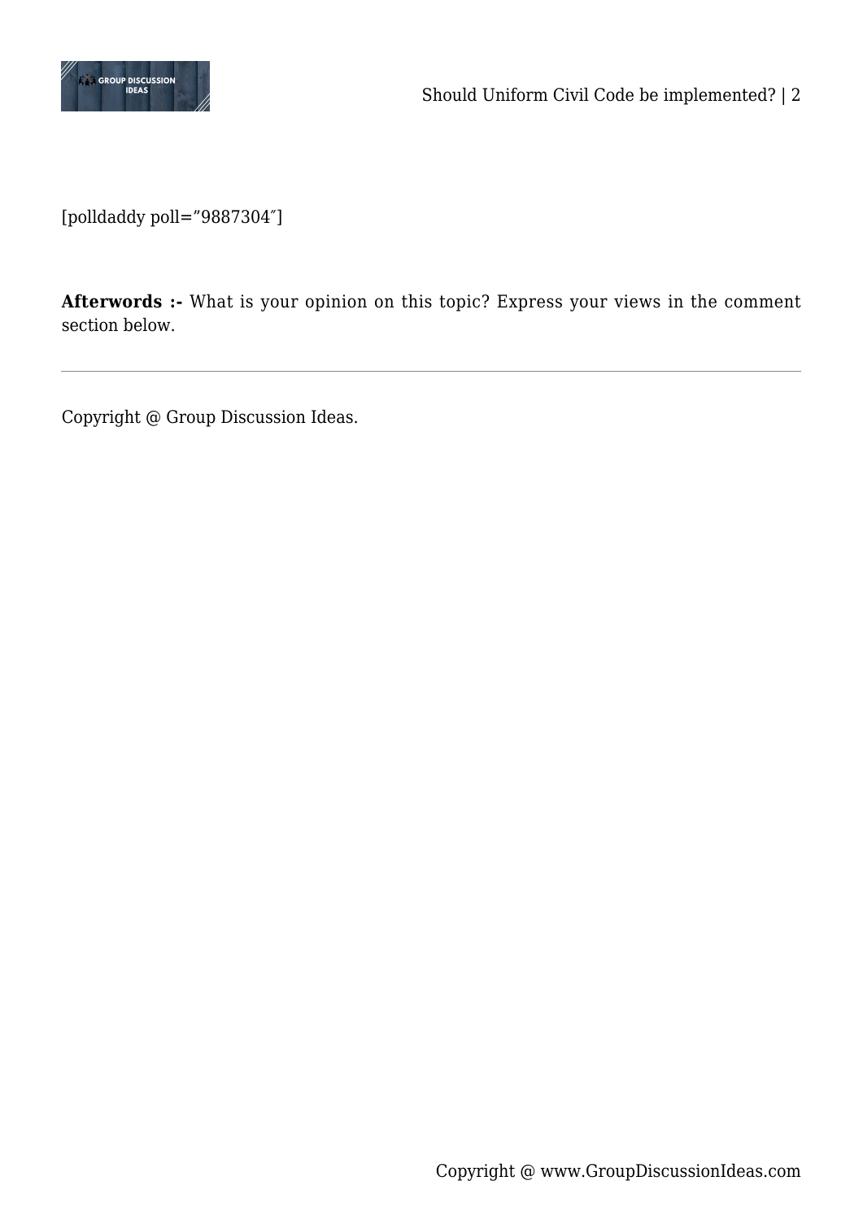[polldaddy poll="9887304″]

**Afterwords :-** What is your opinion on this topic? Express your views in the comment section below.

---

Copyright @ Group Discussion Ideas.